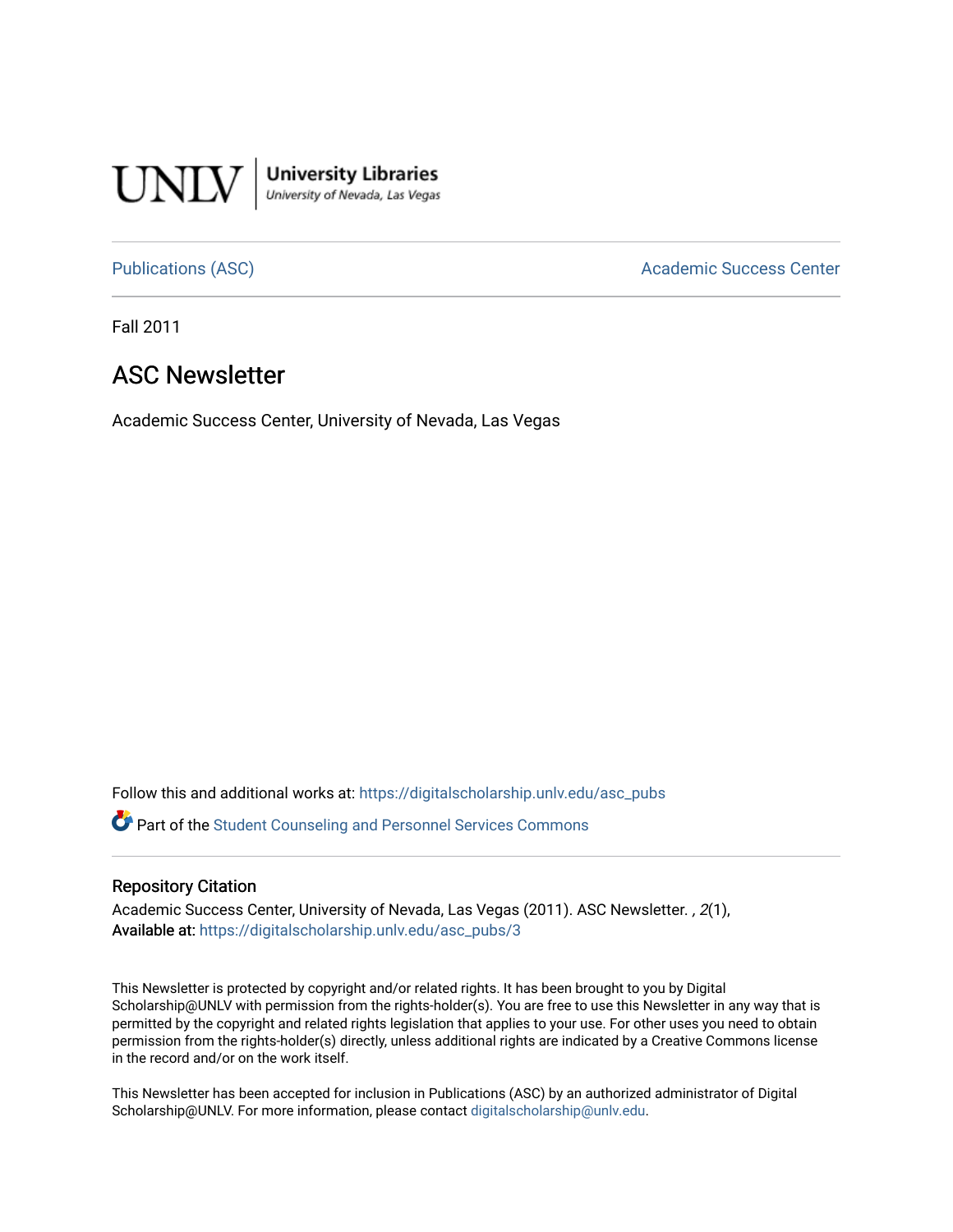University Libraries
University of Nevada, Las Vegas

Publications (ASC) | Academic Success Center

Fall 2011

# ASC Newsletter

Academic Success Center, University of Nevada, Las Vegas

Follow this and additional works at: https://digitalscholarship.unlv.edu/asc_pubs

Part of the Student Counseling and Personnel Services Commons

## Repository Citation

Academic Success Center, University of Nevada, Las Vegas (2011). ASC Newsletter. , *2*(1),
**Available at:** https://digitalscholarship.unlv.edu/asc_pubs/3

This Newsletter is protected by copyright and/or related rights. It has been brought to you by Digital Scholarship@UNLV with permission from the rights-holder(s). You are free to use this Newsletter in any way that is permitted by the copyright and related rights legislation that applies to your use. For other uses you need to obtain permission from the rights-holder(s) directly, unless additional rights are indicated by a Creative Commons license in the record and/or on the work itself.

This Newsletter has been accepted for inclusion in Publications (ASC) by an authorized administrator of Digital Scholarship@UNLV. For more information, please contact digitalscholarship@unlv.edu.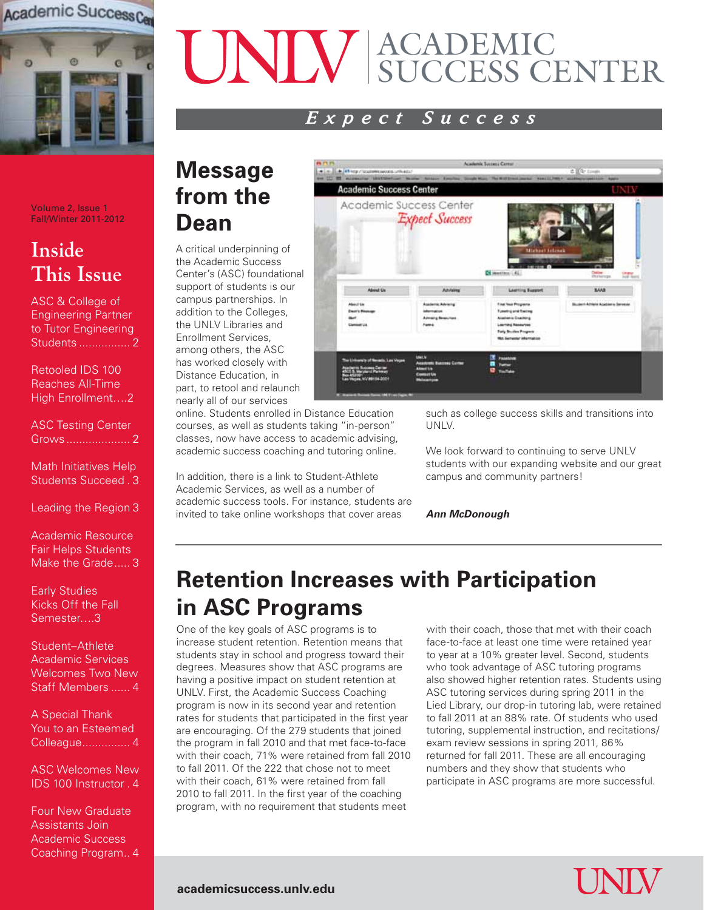# UNLV ACADEMIC SUCCESS CENTER

*Expect Success*

Volume 2, Issue 1
Fall/Winter 2011-2012

## Inside This Issue

- ASC & College of Engineering Partner to Tutor Engineering Students ................ 2
- Retooled IDS 100 Reaches All-Time High Enrollment....2
- ASC Testing Center Grows .................... 2
- Math Initiatives Help Students Succeed . 3
- Leading the Region 3
- Academic Resource Fair Helps Students Make the Grade..... 3
- Early Studies Kicks Off the Fall Semester....3
- Student–Athlete Academic Services Welcomes Two New Staff Members ...... 4
- A Special Thank You to an Esteemed Colleague............... 4
- ASC Welcomes New IDS 100 Instructor . 4
- Four New Graduate Assistants Join Academic Success Coaching Program.. 4

## Message from the Dean

A critical underpinning of the Academic Success Center's (ASC) foundational support of students is our campus partnerships. In addition to the Colleges, the UNLV Libraries and Enrollment Services, among others, the ASC has worked closely with Distance Education, in part, to retool and relaunch nearly all of our services online. Students enrolled in Distance Education courses, as well as students taking "in-person" classes, now have access to academic advising, academic success coaching and tutoring online.

In addition, there is a link to Student-Athlete Academic Services, as well as a number of academic success tools. For instance, students are invited to take online workshops that cover areas such as college success skills and transitions into UNLV.

We look forward to continuing to serve UNLV students with our expanding website and our great campus and community partners!

***Ann McDonough***

## Retention Increases with Participation in ASC Programs

One of the key goals of ASC programs is to increase student retention. Retention means that students stay in school and progress toward their degrees. Measures show that ASC programs are having a positive impact on student retention at UNLV. First, the Academic Success Coaching program is now in its second year and retention rates for students that participated in the first year are encouraging. Of the 279 students that joined the program in fall 2010 and that met face-to-face with their coach, 71% were retained from fall 2010 to fall 2011. Of the 222 that chose not to meet with their coach, 61% were retained from fall 2010 to fall 2011. In the first year of the coaching program, with no requirement that students meet with their coach, those that met with their coach face-to-face at least one time were retained year to year at a 10% greater level. Second, students who took advantage of ASC tutoring programs also showed higher retention rates. Students using ASC tutoring services during spring 2011 in the Lied Library, our drop-in tutoring lab, were retained to fall 2011 at an 88% rate. Of students who used tutoring, supplemental instruction, and recitations/exam review sessions in spring 2011, 86% returned for fall 2011. These are all encouraging numbers and they show that students who participate in ASC programs are more successful.

academicsuccess.unlv.edu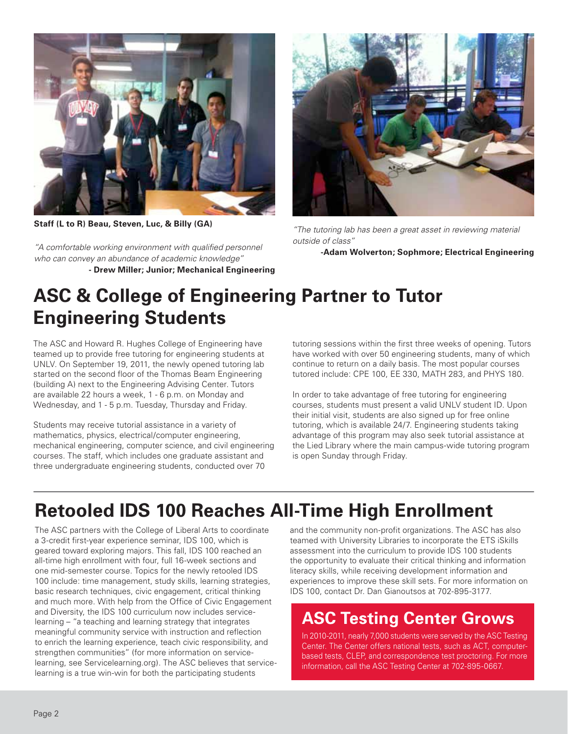Staff (L to R) Beau, Steven, Luc, & Billy (GA)

*"A comfortable working environment with qualified personnel who can convey an abundance of academic knowledge"*
**- Drew Miller; Junior; Mechanical Engineering**

*"The tutoring lab has been a great asset in reviewing material outside of class"*
**-Adam Wolverton; Sophmore; Electrical Engineering**

# ASC & College of Engineering Partner to Tutor Engineering Students

The ASC and Howard R. Hughes College of Engineering have teamed up to provide free tutoring for engineering students at UNLV. On September 19, 2011, the newly opened tutoring lab started on the second floor of the Thomas Beam Engineering (building A) next to the Engineering Advising Center. Tutors are available 22 hours a week, 1 - 6 p.m. on Monday and Wednesday, and 1 - 5 p.m. Tuesday, Thursday and Friday.

Students may receive tutorial assistance in a variety of mathematics, physics, electrical/computer engineering, mechanical engineering, computer science, and civil engineering courses. The staff, which includes one graduate assistant and three undergraduate engineering students, conducted over 70 tutoring sessions within the first three weeks of opening. Tutors have worked with over 50 engineering students, many of which continue to return on a daily basis. The most popular courses tutored include: CPE 100, EE 330, MATH 283, and PHYS 180.

In order to take advantage of free tutoring for engineering courses, students must present a valid UNLV student ID. Upon their initial visit, students are also signed up for free online tutoring, which is available 24/7. Engineering students taking advantage of this program may also seek tutorial assistance at the Lied Library where the main campus-wide tutoring program is open Sunday through Friday.

# Retooled IDS 100 Reaches All-Time High Enrollment

The ASC partners with the College of Liberal Arts to coordinate a 3-credit first-year experience seminar, IDS 100, which is geared toward exploring majors. This fall, IDS 100 reached an all-time high enrollment with four, full 16-week sections and one mid-semester course. Topics for the newly retooled IDS 100 include: time management, study skills, learning strategies, basic research techniques, civic engagement, critical thinking and much more. With help from the Office of Civic Engagement and Diversity, the IDS 100 curriculum now includes service-learning – "a teaching and learning strategy that integrates meaningful community service with instruction and reflection to enrich the learning experience, teach civic responsibility, and strengthen communities" (for more information on service-learning, see Servicelearning.org). The ASC believes that service-learning is a true win-win for both the participating students and the community non-profit organizations. The ASC has also teamed with University Libraries to incorporate the ETS iSkills assessment into the curriculum to provide IDS 100 students the opportunity to evaluate their critical thinking and information literacy skills, while receiving development information and experiences to improve these skill sets. For more information on IDS 100, contact Dr. Dan Gianoutsos at 702-895-3177.

## ASC Testing Center Grows

In 2010-2011, nearly 7,000 students were served by the ASC Testing Center. The Center offers national tests, such as ACT, computer-based tests, CLEP, and correspondence test proctoring. For more information, call the ASC Testing Center at 702-895-0667.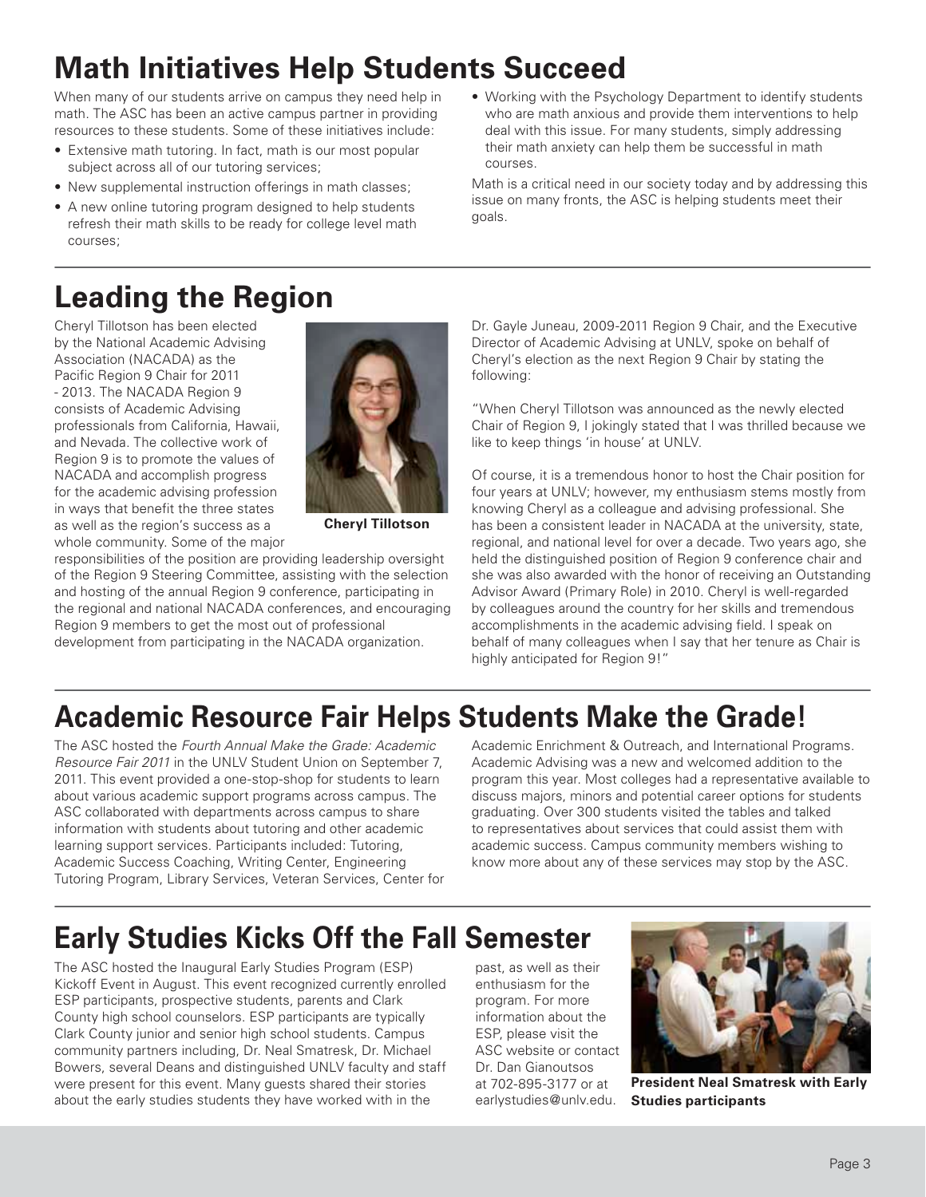# Math Initiatives Help Students Succeed

When many of our students arrive on campus they need help in math. The ASC has been an active campus partner in providing resources to these students. Some of these initiatives include:

- Extensive math tutoring. In fact, math is our most popular subject across all of our tutoring services;
- New supplemental instruction offerings in math classes;
- A new online tutoring program designed to help students refresh their math skills to be ready for college level math courses;
- Working with the Psychology Department to identify students who are math anxious and provide them interventions to help deal with this issue. For many students, simply addressing their math anxiety can help them be successful in math courses.

Math is a critical need in our society today and by addressing this issue on many fronts, the ASC is helping students meet their goals.

# Leading the Region

Cheryl Tillotson has been elected by the National Academic Advising Association (NACADA) as the Pacific Region 9 Chair for 2011 - 2013. The NACADA Region 9 consists of Academic Advising professionals from California, Hawaii, and Nevada. The collective work of Region 9 is to promote the values of NACADA and accomplish progress for the academic advising profession in ways that benefit the three states as well as the region's success as a whole community. Some of the major responsibilities of the position are providing leadership oversight of the Region 9 Steering Committee, assisting with the selection and hosting of the annual Region 9 conference, participating in the regional and national NACADA conferences, and encouraging Region 9 members to get the most out of professional development from participating in the NACADA organization.

**Cheryl Tillotson**

Dr. Gayle Juneau, 2009-2011 Region 9 Chair, and the Executive Director of Academic Advising at UNLV, spoke on behalf of Cheryl's election as the next Region 9 Chair by stating the following:

"When Cheryl Tillotson was announced as the newly elected Chair of Region 9, I jokingly stated that I was thrilled because we like to keep things 'in house' at UNLV.

Of course, it is a tremendous honor to host the Chair position for four years at UNLV; however, my enthusiasm stems mostly from knowing Cheryl as a colleague and advising professional. She has been a consistent leader in NACADA at the university, state, regional, and national level for over a decade. Two years ago, she held the distinguished position of Region 9 conference chair and she was also awarded with the honor of receiving an Outstanding Advisor Award (Primary Role) in 2010. Cheryl is well-regarded by colleagues around the country for her skills and tremendous accomplishments in the academic advising field. I speak on behalf of many colleagues when I say that her tenure as Chair is highly anticipated for Region 9!"

# Academic Resource Fair Helps Students Make the Grade!

The ASC hosted the *Fourth Annual Make the Grade: Academic Resource Fair 2011* in the UNLV Student Union on September 7, 2011. This event provided a one-stop-shop for students to learn about various academic support programs across campus. The ASC collaborated with departments across campus to share information with students about tutoring and other academic learning support services. Participants included: Tutoring, Academic Success Coaching, Writing Center, Engineering Tutoring Program, Library Services, Veteran Services, Center for Academic Enrichment & Outreach, and International Programs. Academic Advising was a new and welcomed addition to the program this year. Most colleges had a representative available to discuss majors, minors and potential career options for students graduating. Over 300 students visited the tables and talked to representatives about services that could assist them with academic success. Campus community members wishing to know more about any of these services may stop by the ASC.

# Early Studies Kicks Off the Fall Semester

The ASC hosted the Inaugural Early Studies Program (ESP) Kickoff Event in August. This event recognized currently enrolled ESP participants, prospective students, parents and Clark County high school counselors. ESP participants are typically Clark County junior and senior high school students. Campus community partners including, Dr. Neal Smatresk, Dr. Michael Bowers, several Deans and distinguished UNLV faculty and staff were present for this event. Many guests shared their stories about the early studies students they have worked with in the past, as well as their enthusiasm for the program. For more information about the ESP, please visit the ASC website or contact Dr. Dan Gianoutsos at 702-895-3177 or at earlystudies@unlv.edu.

**President Neal Smatresk with Early Studies participants**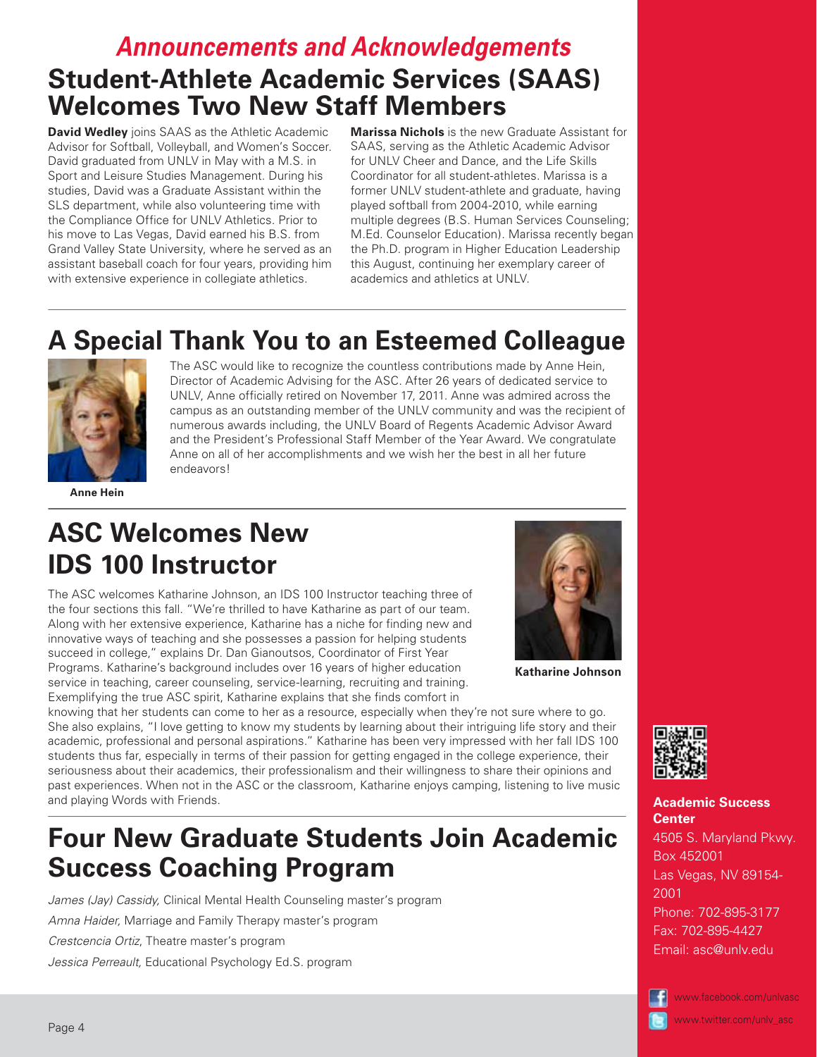# *Announcements and Acknowledgements*

## Student-Athlete Academic Services (SAAS) Welcomes Two New Staff Members

**David Wedley** joins SAAS as the Athletic Academic Advisor for Softball, Volleyball, and Women's Soccer. David graduated from UNLV in May with a M.S. in Sport and Leisure Studies Management. During his studies, David was a Graduate Assistant within the SLS department, while also volunteering time with the Compliance Office for UNLV Athletics. Prior to his move to Las Vegas, David earned his B.S. from Grand Valley State University, where he served as an assistant baseball coach for four years, providing him with extensive experience in collegiate athletics.

**Marissa Nichols** is the new Graduate Assistant for SAAS, serving as the Athletic Academic Advisor for UNLV Cheer and Dance, and the Life Skills Coordinator for all student-athletes. Marissa is a former UNLV student-athlete and graduate, having played softball from 2004-2010, while earning multiple degrees (B.S. Human Services Counseling; M.Ed. Counselor Education). Marissa recently began the Ph.D. program in Higher Education Leadership this August, continuing her exemplary career of academics and athletics at UNLV.

## A Special Thank You to an Esteemed Colleague

Anne Hein

The ASC would like to recognize the countless contributions made by Anne Hein, Director of Academic Advising for the ASC. After 26 years of dedicated service to UNLV, Anne officially retired on November 17, 2011. Anne was admired across the campus as an outstanding member of the UNLV community and was the recipient of numerous awards including, the UNLV Board of Regents Academic Advisor Award and the President's Professional Staff Member of the Year Award. We congratulate Anne on all of her accomplishments and we wish her the best in all her future endeavors!

## ASC Welcomes New IDS 100 Instructor

Katharine Johnson

The ASC welcomes Katharine Johnson, an IDS 100 Instructor teaching three of the four sections this fall. "We're thrilled to have Katharine as part of our team. Along with her extensive experience, Katharine has a niche for finding new and innovative ways of teaching and she possesses a passion for helping students succeed in college," explains Dr. Dan Gianoutsos, Coordinator of First Year Programs. Katharine's background includes over 16 years of higher education service in teaching, career counseling, service-learning, recruiting and training. Exemplifying the true ASC spirit, Katharine explains that she finds comfort in knowing that her students can come to her as a resource, especially when they're not sure where to go. She also explains, "I love getting to know my students by learning about their intriguing life story and their academic, professional and personal aspirations." Katharine has been very impressed with her fall IDS 100 students thus far, especially in terms of their passion for getting engaged in the college experience, their seriousness about their academics, their professionalism and their willingness to share their opinions and past experiences. When not in the ASC or the classroom, Katharine enjoys camping, listening to live music and playing Words with Friends.

## Four New Graduate Students Join Academic Success Coaching Program

*James (Jay) Cassidy,* Clinical Mental Health Counseling master's program

*Amna Haider,* Marriage and Family Therapy master's program

*Crestcencia Ortiz*, Theatre master's program

*Jessica Perreault,* Educational Psychology Ed.S. program

**Academic Success Center**
4505 S. Maryland Pkwy.
Box 452001
Las Vegas, NV 89154-2001
Phone: 702-895-3177
Fax: 702-895-4427
Email: asc@unlv.edu

www.facebook.com/unlvasc
www.twitter.com/unlv_asc